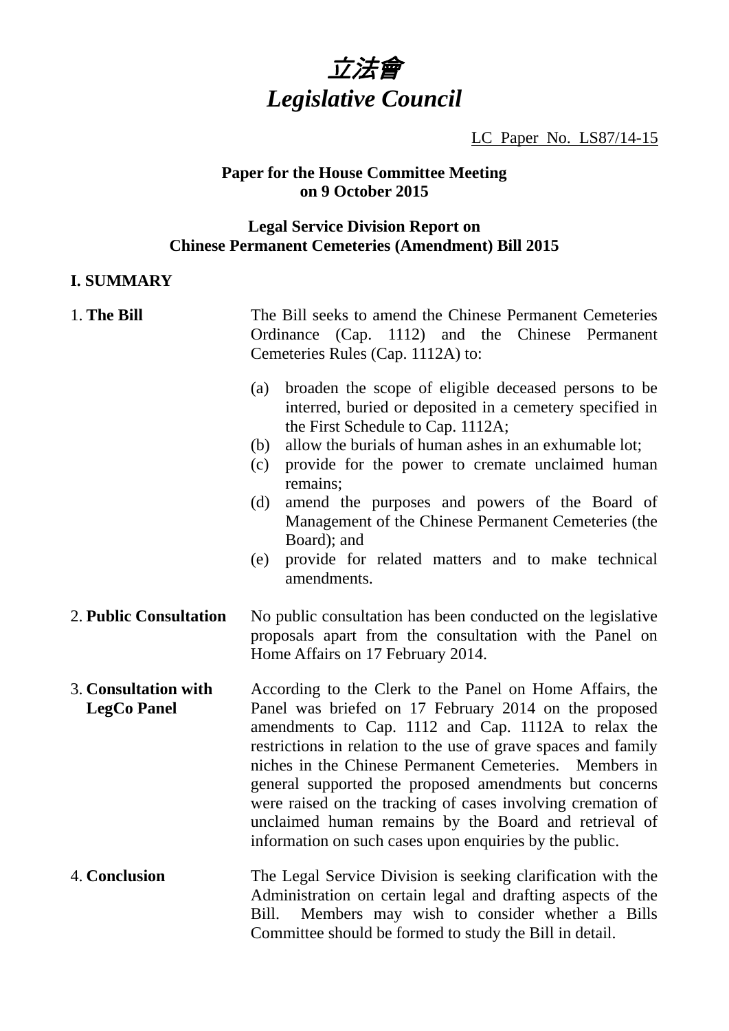# *立法會*
# *Legislative Council*

LC Paper No. LS87/14-15

**Paper for the House Committee Meeting on 9 October 2015**

**Legal Service Division Report on Chinese Permanent Cemeteries (Amendment) Bill 2015**

## I. SUMMARY

1. **The Bill**

The Bill seeks to amend the Chinese Permanent Cemeteries Ordinance (Cap. 1112) and the Chinese Permanent Cemeteries Rules (Cap. 1112A) to:

(a) broaden the scope of eligible deceased persons to be interred, buried or deposited in a cemetery specified in the First Schedule to Cap. 1112A;

(b) allow the burials of human ashes in an exhumable lot;

(c) provide for the power to cremate unclaimed human remains;

(d) amend the purposes and powers of the Board of Management of the Chinese Permanent Cemeteries (the Board); and

(e) provide for related matters and to make technical amendments.

2. **Public Consultation**

No public consultation has been conducted on the legislative proposals apart from the consultation with the Panel on Home Affairs on 17 February 2014.

3. **Consultation with LegCo Panel**

According to the Clerk to the Panel on Home Affairs, the Panel was briefed on 17 February 2014 on the proposed amendments to Cap. 1112 and Cap. 1112A to relax the restrictions in relation to the use of grave spaces and family niches in the Chinese Permanent Cemeteries. Members in general supported the proposed amendments but concerns were raised on the tracking of cases involving cremation of unclaimed human remains by the Board and retrieval of information on such cases upon enquiries by the public.

4. **Conclusion**

The Legal Service Division is seeking clarification with the Administration on certain legal and drafting aspects of the Bill. Members may wish to consider whether a Bills Committee should be formed to study the Bill in detail.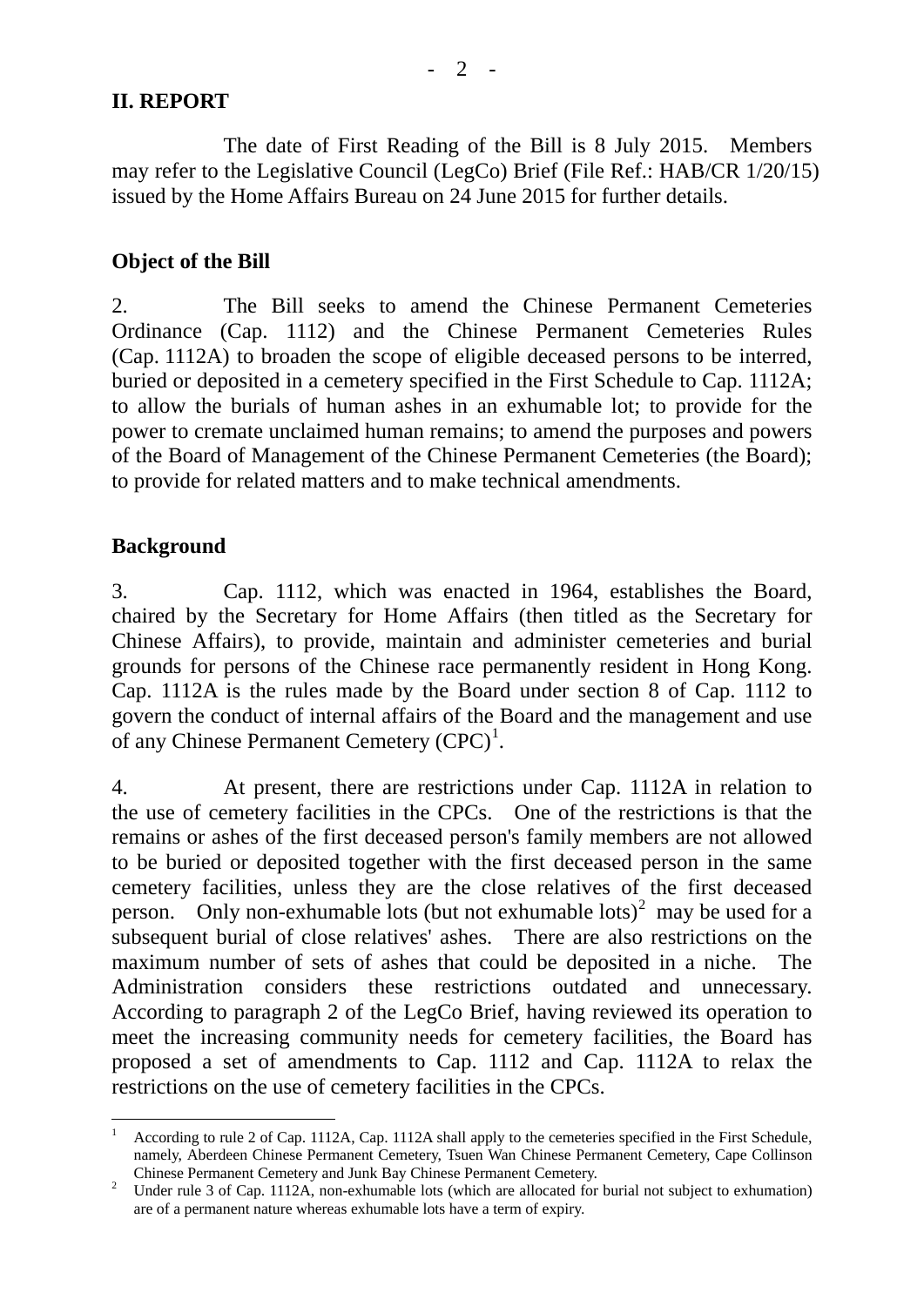## II. REPORT

The date of First Reading of the Bill is 8 July 2015. Members may refer to the Legislative Council (LegCo) Brief (File Ref.: HAB/CR 1/20/15) issued by the Home Affairs Bureau on 24 June 2015 for further details.

### Object of the Bill

2. The Bill seeks to amend the Chinese Permanent Cemeteries Ordinance (Cap. 1112) and the Chinese Permanent Cemeteries Rules (Cap. 1112A) to broaden the scope of eligible deceased persons to be interred, buried or deposited in a cemetery specified in the First Schedule to Cap. 1112A; to allow the burials of human ashes in an exhumable lot; to provide for the power to cremate unclaimed human remains; to amend the purposes and powers of the Board of Management of the Chinese Permanent Cemeteries (the Board); to provide for related matters and to make technical amendments.

### Background

3. Cap. 1112, which was enacted in 1964, establishes the Board, chaired by the Secretary for Home Affairs (then titled as the Secretary for Chinese Affairs), to provide, maintain and administer cemeteries and burial grounds for persons of the Chinese race permanently resident in Hong Kong. Cap. 1112A is the rules made by the Board under section 8 of Cap. 1112 to govern the conduct of internal affairs of the Board and the management and use of any Chinese Permanent Cemetery (CPC)[1].

4. At present, there are restrictions under Cap. 1112A in relation to the use of cemetery facilities in the CPCs. One of the restrictions is that the remains or ashes of the first deceased person's family members are not allowed to be buried or deposited together with the first deceased person in the same cemetery facilities, unless they are the close relatives of the first deceased person. Only non-exhumable lots (but not exhumable lots)[2] may be used for a subsequent burial of close relatives' ashes. There are also restrictions on the maximum number of sets of ashes that could be deposited in a niche. The Administration considers these restrictions outdated and unnecessary. According to paragraph 2 of the LegCo Brief, having reviewed its operation to meet the increasing community needs for cemetery facilities, the Board has proposed a set of amendments to Cap. 1112 and Cap. 1112A to relax the restrictions on the use of cemetery facilities in the CPCs.

---

[1] According to rule 2 of Cap. 1112A, Cap. 1112A shall apply to the cemeteries specified in the First Schedule, namely, Aberdeen Chinese Permanent Cemetery, Tsuen Wan Chinese Permanent Cemetery, Cape Collinson Chinese Permanent Cemetery and Junk Bay Chinese Permanent Cemetery.

[2] Under rule 3 of Cap. 1112A, non-exhumable lots (which are allocated for burial not subject to exhumation) are of a permanent nature whereas exhumable lots have a term of expiry.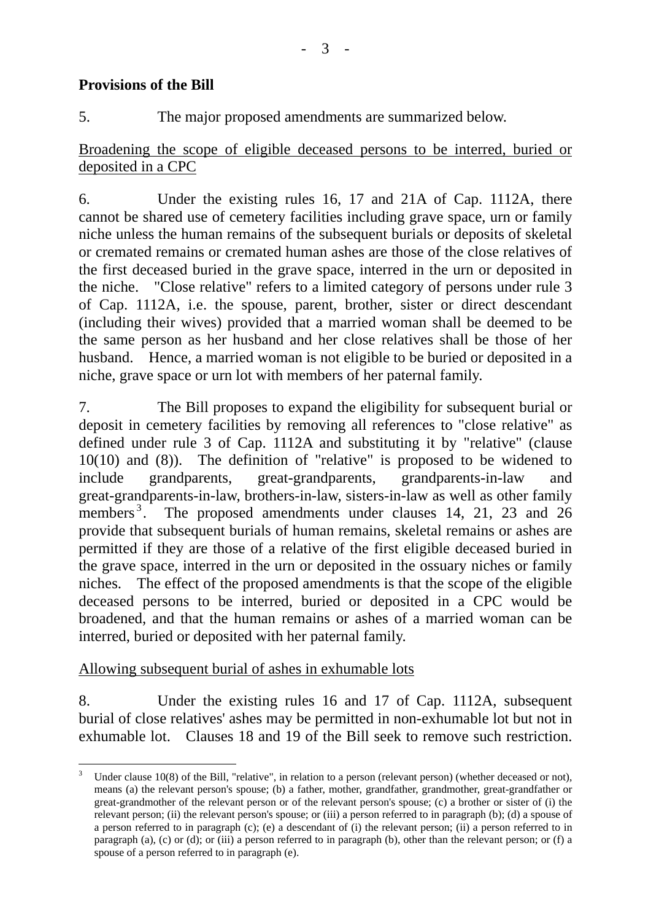**Provisions of the Bill**

5. The major proposed amendments are summarized below.

Broadening the scope of eligible deceased persons to be interred, buried or deposited in a CPC

6. Under the existing rules 16, 17 and 21A of Cap. 1112A, there cannot be shared use of cemetery facilities including grave space, urn or family niche unless the human remains of the subsequent burials or deposits of skeletal or cremated remains or cremated human ashes are those of the close relatives of the first deceased buried in the grave space, interred in the urn or deposited in the niche. "Close relative" refers to a limited category of persons under rule 3 of Cap. 1112A, i.e. the spouse, parent, brother, sister or direct descendant (including their wives) provided that a married woman shall be deemed to be the same person as her husband and her close relatives shall be those of her husband. Hence, a married woman is not eligible to be buried or deposited in a niche, grave space or urn lot with members of her paternal family.

7. The Bill proposes to expand the eligibility for subsequent burial or deposit in cemetery facilities by removing all references to "close relative" as defined under rule 3 of Cap. 1112A and substituting it by "relative" (clause 10(10) and (8)). The definition of "relative" is proposed to be widened to include grandparents, great-grandparents, grandparents-in-law and great-grandparents-in-law, brothers-in-law, sisters-in-law as well as other family members[3]. The proposed amendments under clauses 14, 21, 23 and 26 provide that subsequent burials of human remains, skeletal remains or ashes are permitted if they are those of a relative of the first eligible deceased buried in the grave space, interred in the urn or deposited in the ossuary niches or family niches. The effect of the proposed amendments is that the scope of the eligible deceased persons to be interred, buried or deposited in a CPC would be broadened, and that the human remains or ashes of a married woman can be interred, buried or deposited with her paternal family.

Allowing subsequent burial of ashes in exhumable lots

8. Under the existing rules 16 and 17 of Cap. 1112A, subsequent burial of close relatives' ashes may be permitted in non-exhumable lot but not in exhumable lot. Clauses 18 and 19 of the Bill seek to remove such restriction.

---

[3] Under clause 10(8) of the Bill, "relative", in relation to a person (relevant person) (whether deceased or not), means (a) the relevant person's spouse; (b) a father, mother, grandfather, grandmother, great-grandfather or great-grandmother of the relevant person or of the relevant person's spouse; (c) a brother or sister of (i) the relevant person; (ii) the relevant person's spouse; or (iii) a person referred to in paragraph (b); (d) a spouse of a person referred to in paragraph (c); (e) a descendant of (i) the relevant person; (ii) a person referred to in paragraph (a), (c) or (d); or (iii) a person referred to in paragraph (b), other than the relevant person; or (f) a spouse of a person referred to in paragraph (e).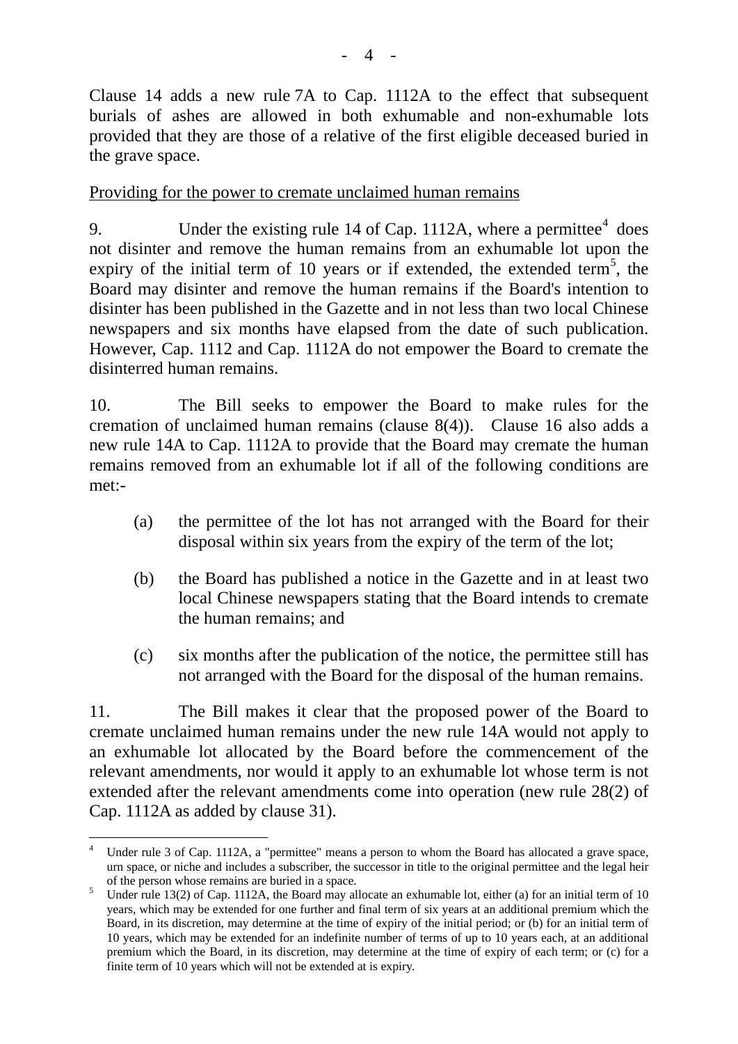Clause 14 adds a new rule 7A to Cap. 1112A to the effect that subsequent burials of ashes are allowed in both exhumable and non-exhumable lots provided that they are those of a relative of the first eligible deceased buried in the grave space.

<u>Providing for the power to cremate unclaimed human remains</u>

9. Under the existing rule 14 of Cap. 1112A, where a permittee[4] does not disinter and remove the human remains from an exhumable lot upon the expiry of the initial term of 10 years or if extended, the extended term[5], the Board may disinter and remove the human remains if the Board's intention to disinter has been published in the Gazette and in not less than two local Chinese newspapers and six months have elapsed from the date of such publication. However, Cap. 1112 and Cap. 1112A do not empower the Board to cremate the disinterred human remains.

10. The Bill seeks to empower the Board to make rules for the cremation of unclaimed human remains (clause 8(4)). Clause 16 also adds a new rule 14A to Cap. 1112A to provide that the Board may cremate the human remains removed from an exhumable lot if all of the following conditions are met:-

(a) the permittee of the lot has not arranged with the Board for their disposal within six years from the expiry of the term of the lot;

(b) the Board has published a notice in the Gazette and in at least two local Chinese newspapers stating that the Board intends to cremate the human remains; and

(c) six months after the publication of the notice, the permittee still has not arranged with the Board for the disposal of the human remains.

11. The Bill makes it clear that the proposed power of the Board to cremate unclaimed human remains under the new rule 14A would not apply to an exhumable lot allocated by the Board before the commencement of the relevant amendments, nor would it apply to an exhumable lot whose term is not extended after the relevant amendments come into operation (new rule 28(2) of Cap. 1112A as added by clause 31).

---

[4] Under rule 3 of Cap. 1112A, a "permittee" means a person to whom the Board has allocated a grave space, urn space, or niche and includes a subscriber, the successor in title to the original permittee and the legal heir of the person whose remains are buried in a space.

[5] Under rule 13(2) of Cap. 1112A, the Board may allocate an exhumable lot, either (a) for an initial term of 10 years, which may be extended for one further and final term of six years at an additional premium which the Board, in its discretion, may determine at the time of expiry of the initial period; or (b) for an initial term of 10 years, which may be extended for an indefinite number of terms of up to 10 years each, at an additional premium which the Board, in its discretion, may determine at the time of expiry of each term; or (c) for a finite term of 10 years which will not be extended at is expiry.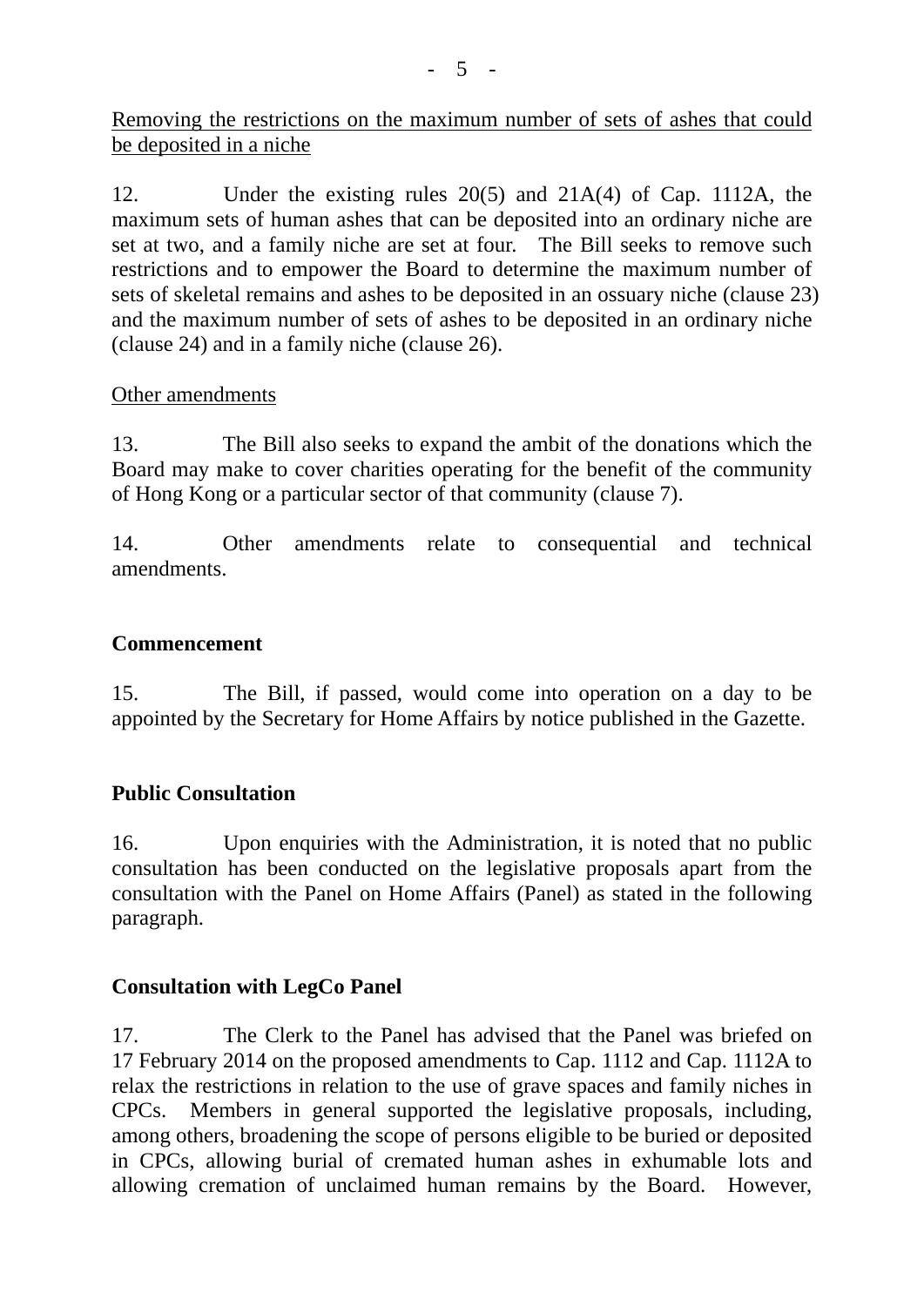<u>Removing the restrictions on the maximum number of sets of ashes that could be deposited in a niche</u>

12. Under the existing rules 20(5) and 21A(4) of Cap. 1112A, the maximum sets of human ashes that can be deposited into an ordinary niche are set at two, and a family niche are set at four. The Bill seeks to remove such restrictions and to empower the Board to determine the maximum number of sets of skeletal remains and ashes to be deposited in an ossuary niche (clause 23) and the maximum number of sets of ashes to be deposited in an ordinary niche (clause 24) and in a family niche (clause 26).

<u>Other amendments</u>

13. The Bill also seeks to expand the ambit of the donations which the Board may make to cover charities operating for the benefit of the community of Hong Kong or a particular sector of that community (clause 7).

14. Other amendments relate to consequential and technical amendments.

## Commencement

15. The Bill, if passed, would come into operation on a day to be appointed by the Secretary for Home Affairs by notice published in the Gazette.

## Public Consultation

16. Upon enquiries with the Administration, it is noted that no public consultation has been conducted on the legislative proposals apart from the consultation with the Panel on Home Affairs (Panel) as stated in the following paragraph.

## Consultation with LegCo Panel

17. The Clerk to the Panel has advised that the Panel was briefed on 17 February 2014 on the proposed amendments to Cap. 1112 and Cap. 1112A to relax the restrictions in relation to the use of grave spaces and family niches in CPCs. Members in general supported the legislative proposals, including, among others, broadening the scope of persons eligible to be buried or deposited in CPCs, allowing burial of cremated human ashes in exhumable lots and allowing cremation of unclaimed human remains by the Board. However,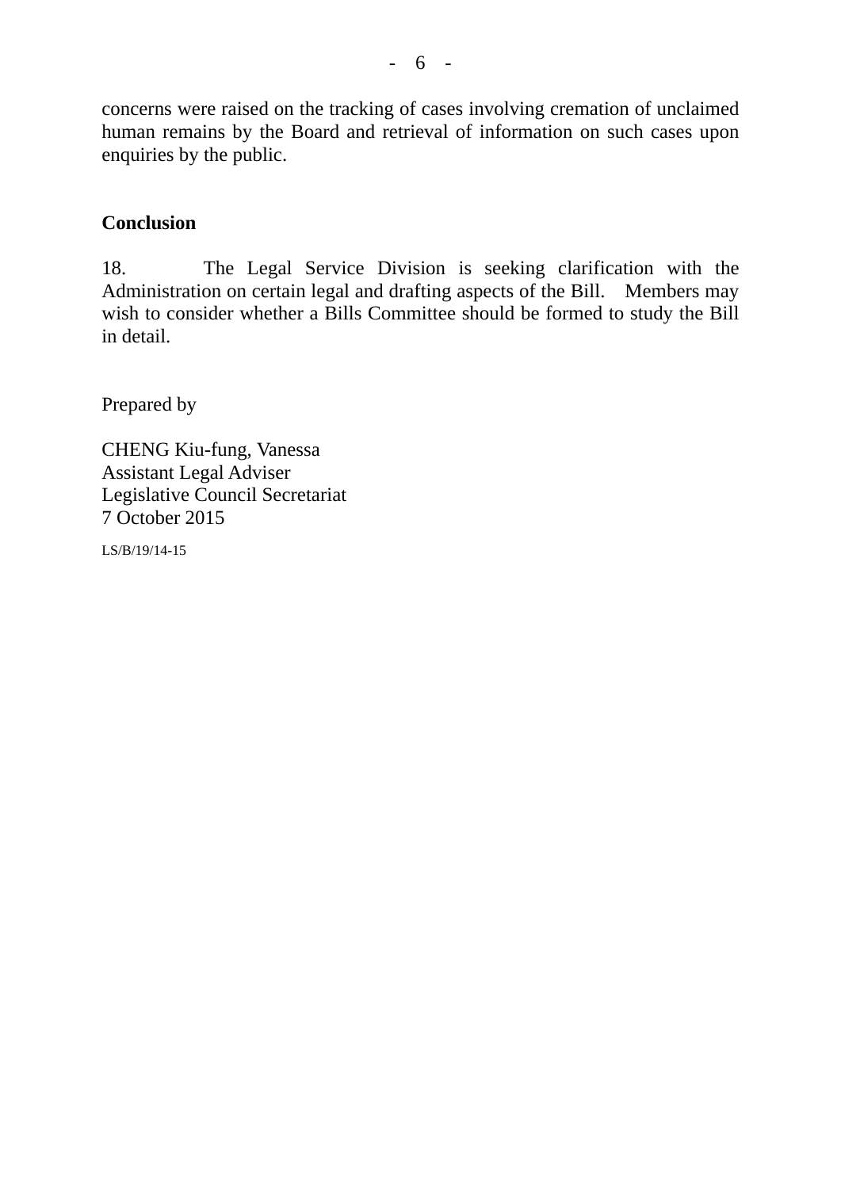concerns were raised on the tracking of cases involving cremation of unclaimed human remains by the Board and retrieval of information on such cases upon enquiries by the public.

## Conclusion

18. The Legal Service Division is seeking clarification with the Administration on certain legal and drafting aspects of the Bill. Members may wish to consider whether a Bills Committee should be formed to study the Bill in detail.

Prepared by

CHENG Kiu-fung, Vanessa
Assistant Legal Adviser
Legislative Council Secretariat
7 October 2015

LS/B/19/14-15